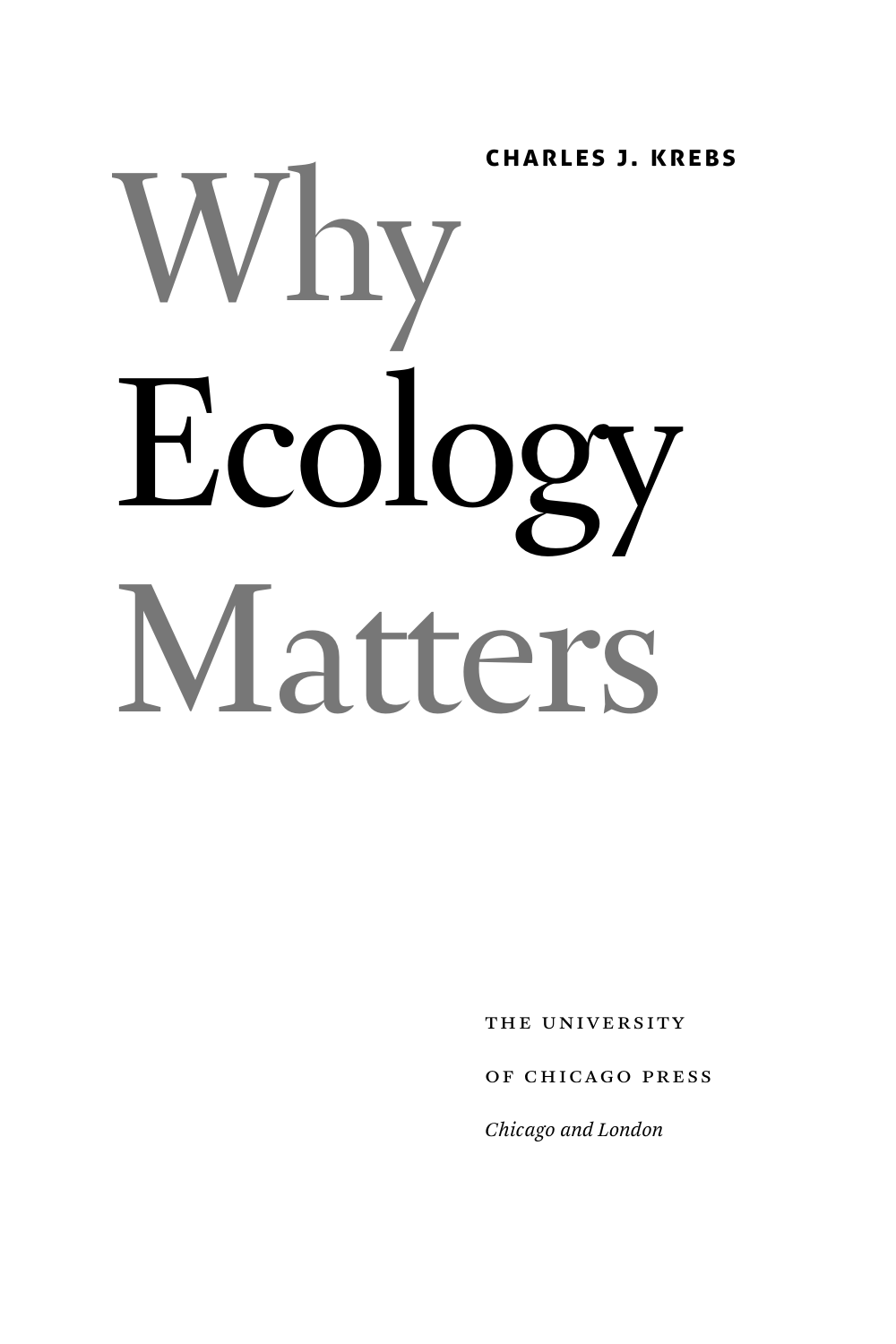**CHARLES J. KREBS**

# Why Ecology Matters

THE UNIVERSITY

OF CHICAGO PRESS

*Chicago and London*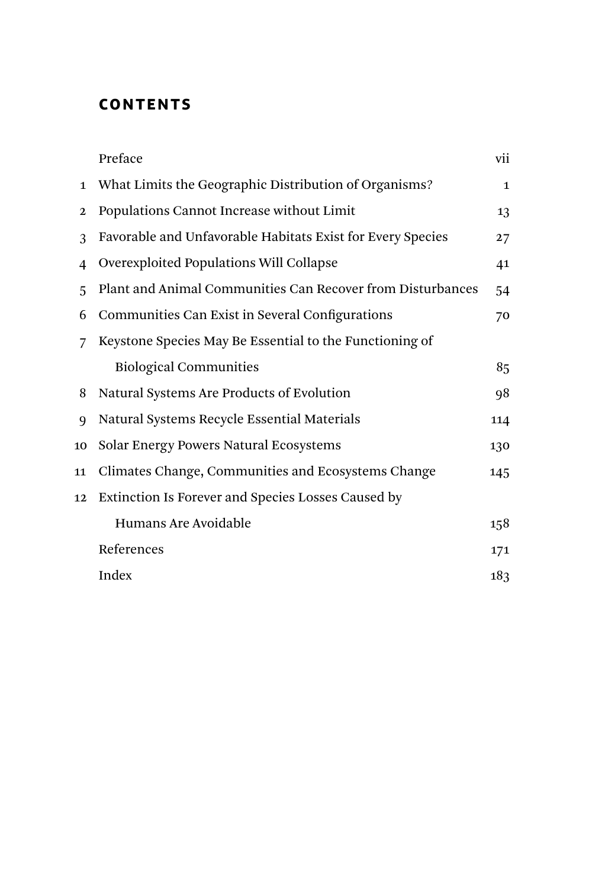## CONTENTS

| | | |
|---|---|---|
| | Preface | vii |
| 1 | What Limits the Geographic Distribution of Organisms? | 1 |
| 2 | Populations Cannot Increase without Limit | 13 |
| 3 | Favorable and Unfavorable Habitats Exist for Every Species | 27 |
| 4 | Overexploited Populations Will Collapse | 41 |
| 5 | Plant and Animal Communities Can Recover from Disturbances | 54 |
| 6 | Communities Can Exist in Several Configurations | 70 |
| 7 | Keystone Species May Be Essential to the Functioning of Biological Communities | 85 |
| 8 | Natural Systems Are Products of Evolution | 98 |
| 9 | Natural Systems Recycle Essential Materials | 114 |
| 10 | Solar Energy Powers Natural Ecosystems | 130 |
| 11 | Climates Change, Communities and Ecosystems Change | 145 |
| 12 | Extinction Is Forever and Species Losses Caused by Humans Are Avoidable | 158 |
| | References | 171 |
| | Index | 183 |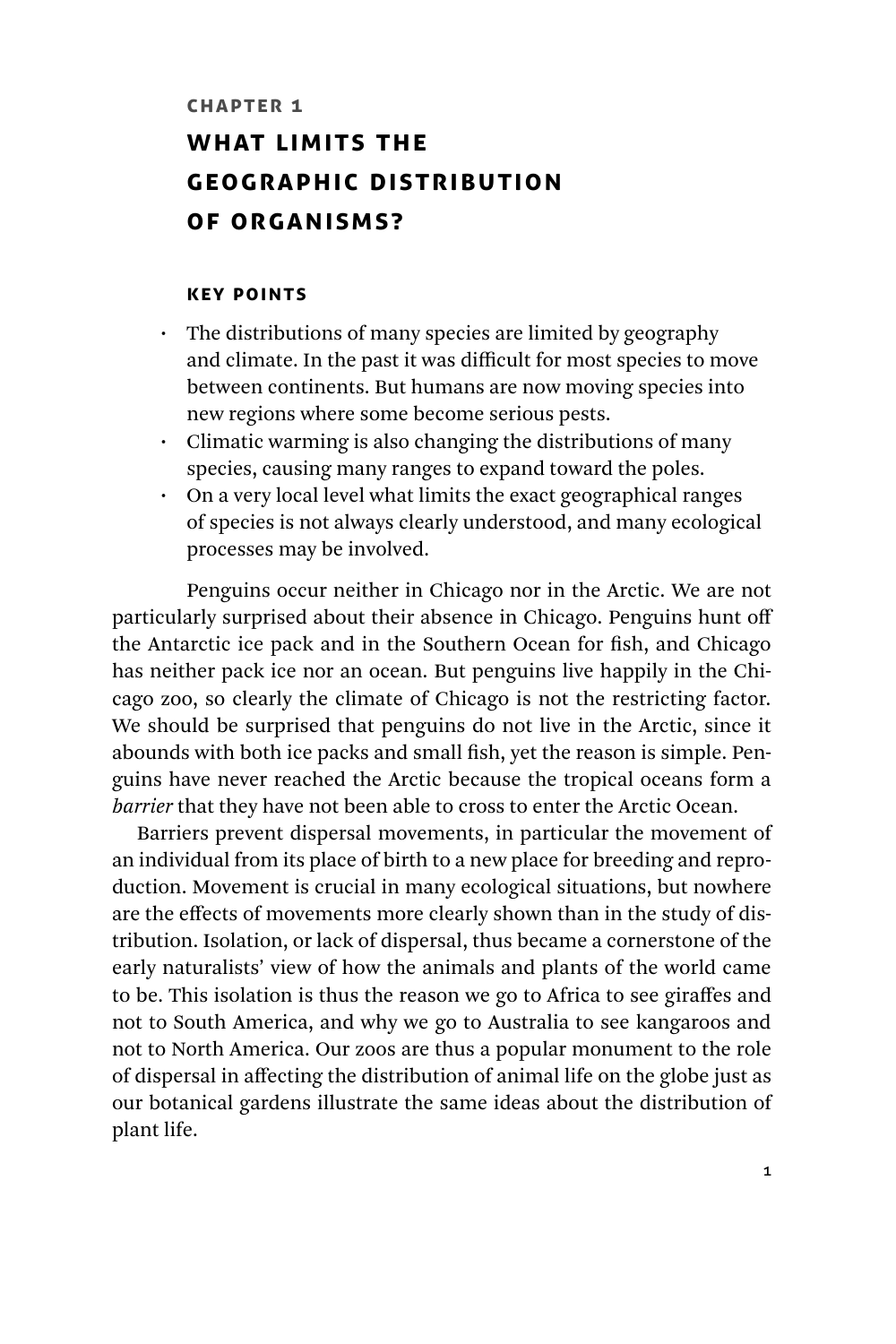# CHAPTER 1

# WHAT LIMITS THE GEOGRAPHIC DISTRIBUTION OF ORGANISMS?

### KEY POINTS

- The distributions of many species are limited by geography and climate. In the past it was difficult for most species to move between continents. But humans are now moving species into new regions where some become serious pests.
- Climatic warming is also changing the distributions of many species, causing many ranges to expand toward the poles.
- On a very local level what limits the exact geographical ranges of species is not always clearly understood, and many ecological processes may be involved.

Penguins occur neither in Chicago nor in the Arctic. We are not particularly surprised about their absence in Chicago. Penguins hunt off the Antarctic ice pack and in the Southern Ocean for fish, and Chicago has neither pack ice nor an ocean. But penguins live happily in the Chicago zoo, so clearly the climate of Chicago is not the restricting factor. We should be surprised that penguins do not live in the Arctic, since it abounds with both ice packs and small fish, yet the reason is simple. Penguins have never reached the Arctic because the tropical oceans form a *barrier* that they have not been able to cross to enter the Arctic Ocean.

Barriers prevent dispersal movements, in particular the movement of an individual from its place of birth to a new place for breeding and reproduction. Movement is crucial in many ecological situations, but nowhere are the effects of movements more clearly shown than in the study of distribution. Isolation, or lack of dispersal, thus became a cornerstone of the early naturalists' view of how the animals and plants of the world came to be. This isolation is thus the reason we go to Africa to see giraffes and not to South America, and why we go to Australia to see kangaroos and not to North America. Our zoos are thus a popular monument to the role of dispersal in affecting the distribution of animal life on the globe just as our botanical gardens illustrate the same ideas about the distribution of plant life.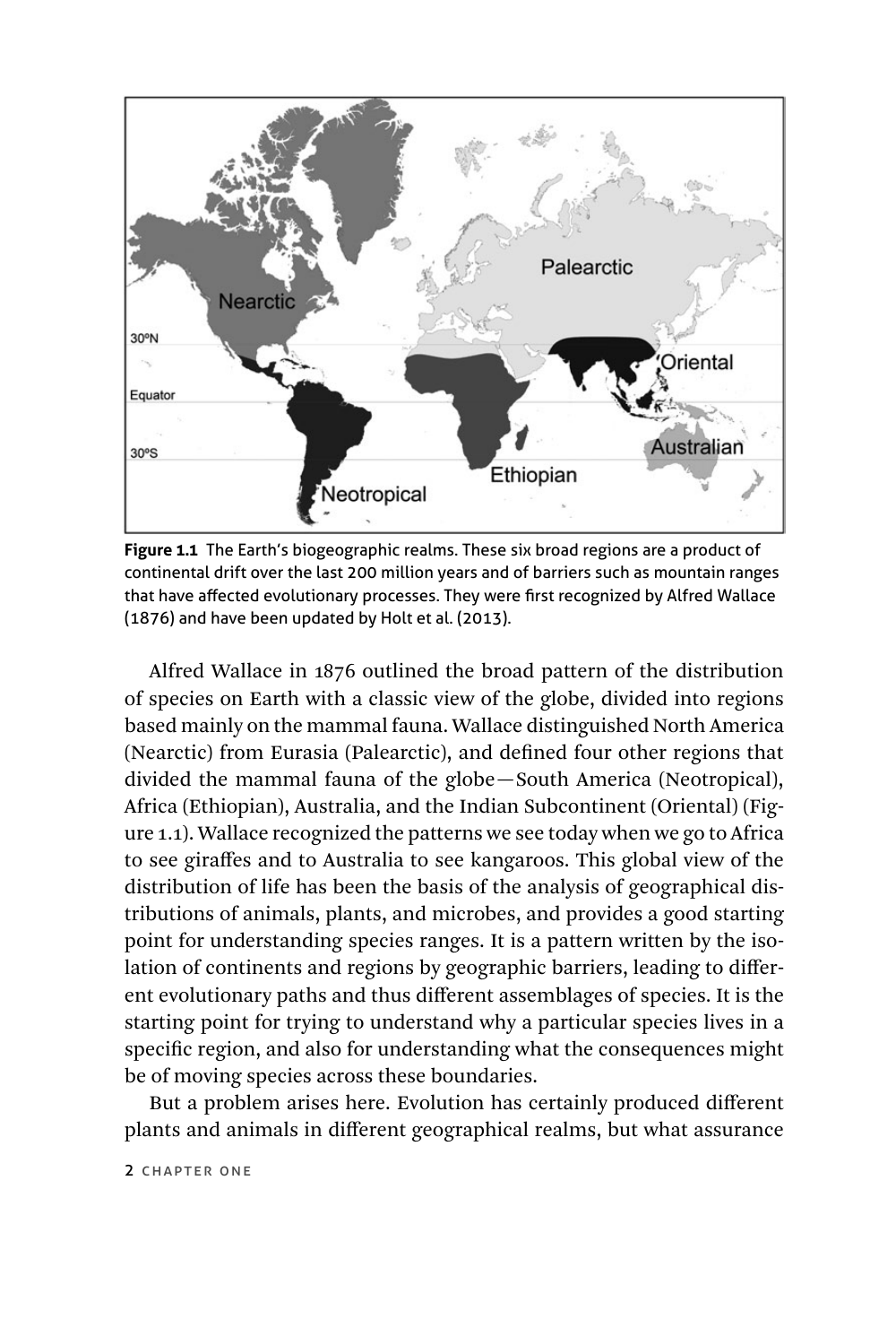Figure 1.1 The Earth's biogeographic realms. These six broad regions are a product of continental drift over the last 200 million years and of barriers such as mountain ranges that have affected evolutionary processes. They were first recognized by Alfred Wallace (1876) and have been updated by Holt et al. (2013).

Alfred Wallace in 1876 outlined the broad pattern of the distribution of species on Earth with a classic view of the globe, divided into regions based mainly on the mammal fauna. Wallace distinguished North America (Nearctic) from Eurasia (Palearctic), and defined four other regions that divided the mammal fauna of the globe—South America (Neotropical), Africa (Ethiopian), Australia, and the Indian Subcontinent (Oriental) (Figure 1.1). Wallace recognized the patterns we see today when we go to Africa to see giraffes and to Australia to see kangaroos. This global view of the distribution of life has been the basis of the analysis of geographical distributions of animals, plants, and microbes, and provides a good starting point for understanding species ranges. It is a pattern written by the isolation of continents and regions by geographic barriers, leading to different evolutionary paths and thus different assemblages of species. It is the starting point for trying to understand why a particular species lives in a specific region, and also for understanding what the consequences might be of moving species across these boundaries.

But a problem arises here. Evolution has certainly produced different plants and animals in different geographical realms, but what assurance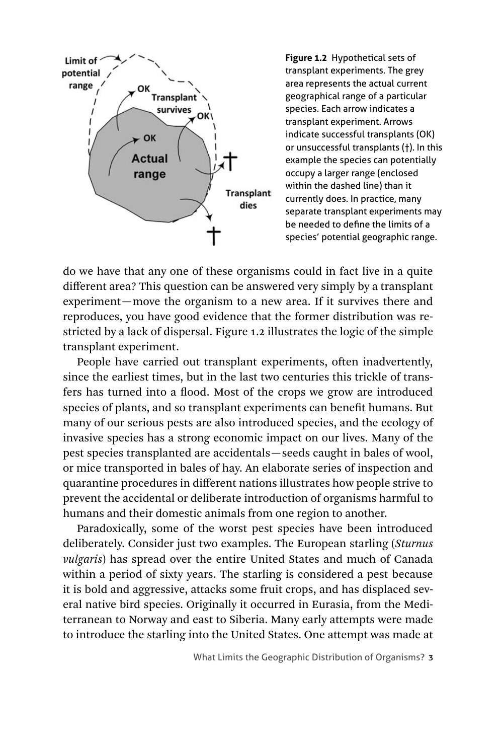**Figure 1.2** Hypothetical sets of transplant experiments. The grey area represents the actual current geographical range of a particular species. Each arrow indicates a transplant experiment. Arrows indicate successful transplants (OK) or unsuccessful transplants (†). In this example the species can potentially occupy a larger range (enclosed within the dashed line) than it currently does. In practice, many separate transplant experiments may be needed to define the limits of a species' potential geographic range.

do we have that any one of these organisms could in fact live in a quite different area? This question can be answered very simply by a transplant experiment—move the organism to a new area. If it survives there and reproduces, you have good evidence that the former distribution was restricted by a lack of dispersal. Figure 1.2 illustrates the logic of the simple transplant experiment.

People have carried out transplant experiments, often inadvertently, since the earliest times, but in the last two centuries this trickle of transfers has turned into a flood. Most of the crops we grow are introduced species of plants, and so transplant experiments can benefit humans. But many of our serious pests are also introduced species, and the ecology of invasive species has a strong economic impact on our lives. Many of the pest species transplanted are accidentals—seeds caught in bales of wool, or mice transported in bales of hay. An elaborate series of inspection and quarantine procedures in different nations illustrates how people strive to prevent the accidental or deliberate introduction of organisms harmful to humans and their domestic animals from one region to another.

Paradoxically, some of the worst pest species have been introduced deliberately. Consider just two examples. The European starling (*Sturnus vulgaris*) has spread over the entire United States and much of Canada within a period of sixty years. The starling is considered a pest because it is bold and aggressive, attacks some fruit crops, and has displaced several native bird species. Originally it occurred in Eurasia, from the Mediterranean to Norway and east to Siberia. Many early attempts were made to introduce the starling into the United States. One attempt was made at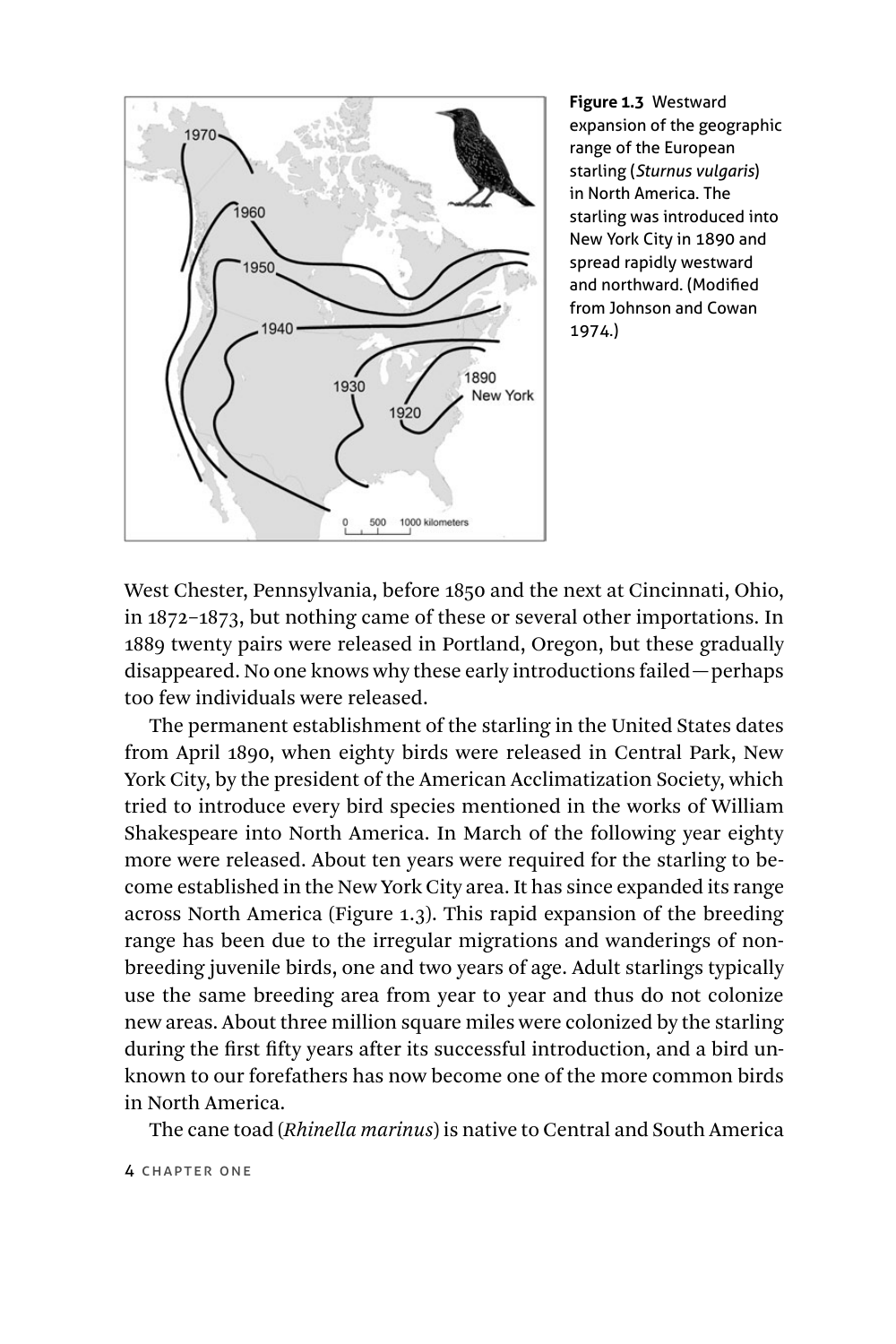Figure 1.3 Westward expansion of the geographic range of the European starling (*Sturnus vulgaris*) in North America. The starling was introduced into New York City in 1890 and spread rapidly westward and northward. (Modified from Johnson and Cowan 1974.)

West Chester, Pennsylvania, before 1850 and the next at Cincinnati, Ohio, in 1872–1873, but nothing came of these or several other importations. In 1889 twenty pairs were released in Portland, Oregon, but these gradually disappeared. No one knows why these early introductions failed—perhaps too few individuals were released.

The permanent establishment of the starling in the United States dates from April 1890, when eighty birds were released in Central Park, New York City, by the president of the American Acclimatization Society, which tried to introduce every bird species mentioned in the works of William Shakespeare into North America. In March of the following year eighty more were released. About ten years were required for the starling to become established in the New York City area. It has since expanded its range across North America (Figure 1.3). This rapid expansion of the breeding range has been due to the irregular migrations and wanderings of non-breeding juvenile birds, one and two years of age. Adult starlings typically use the same breeding area from year to year and thus do not colonize new areas. About three million square miles were colonized by the starling during the first fifty years after its successful introduction, and a bird unknown to our forefathers has now become one of the more common birds in North America.

The cane toad (*Rhinella marinus*) is native to Central and South America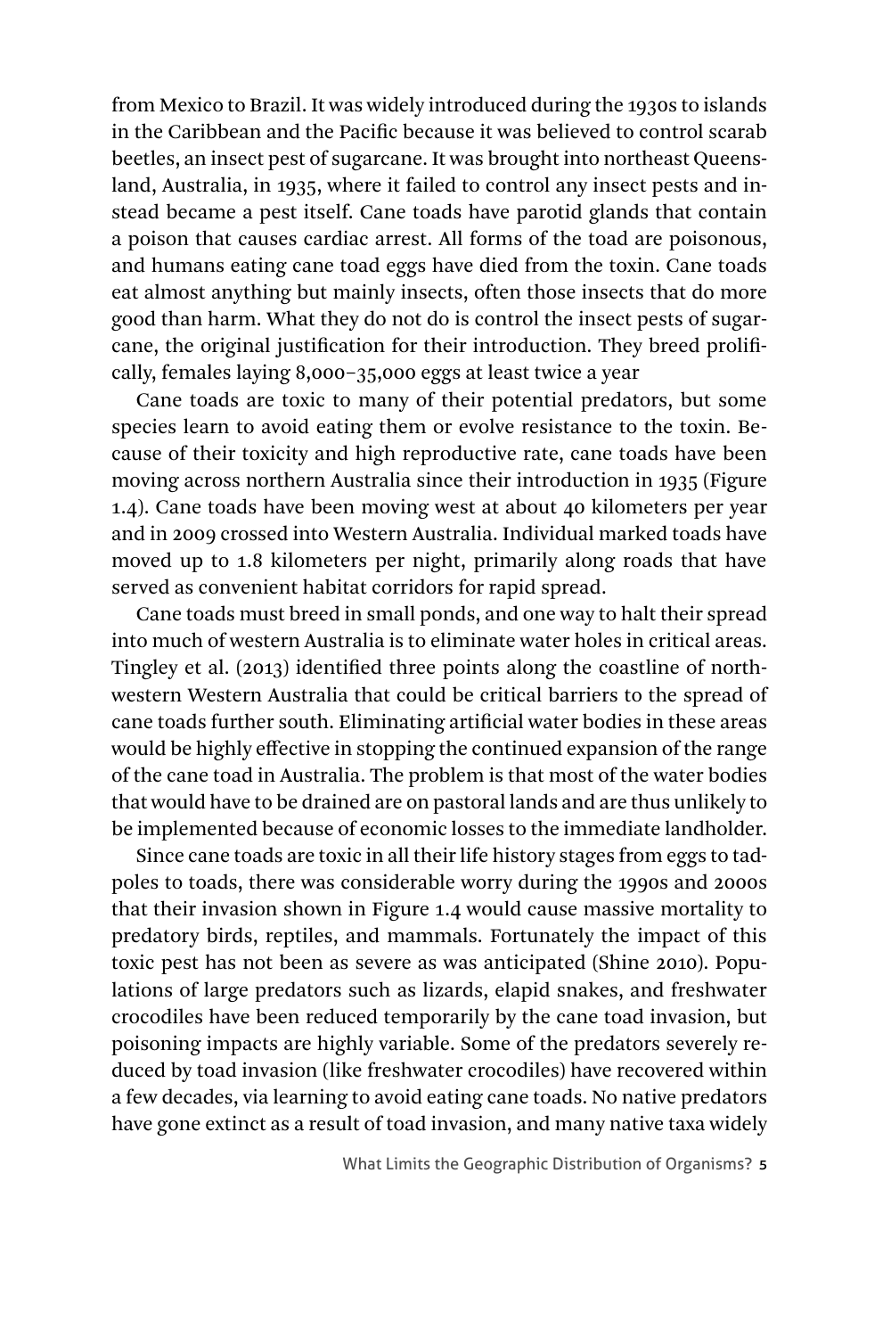from Mexico to Brazil. It was widely introduced during the 1930s to islands in the Caribbean and the Pacific because it was believed to control scarab beetles, an insect pest of sugarcane. It was brought into northeast Queensland, Australia, in 1935, where it failed to control any insect pests and instead became a pest itself. Cane toads have parotid glands that contain a poison that causes cardiac arrest. All forms of the toad are poisonous, and humans eating cane toad eggs have died from the toxin. Cane toads eat almost anything but mainly insects, often those insects that do more good than harm. What they do not do is control the insect pests of sugarcane, the original justification for their introduction. They breed prolifically, females laying 8,000–35,000 eggs at least twice a year

Cane toads are toxic to many of their potential predators, but some species learn to avoid eating them or evolve resistance to the toxin. Because of their toxicity and high reproductive rate, cane toads have been moving across northern Australia since their introduction in 1935 (Figure 1.4). Cane toads have been moving west at about 40 kilometers per year and in 2009 crossed into Western Australia. Individual marked toads have moved up to 1.8 kilometers per night, primarily along roads that have served as convenient habitat corridors for rapid spread.

Cane toads must breed in small ponds, and one way to halt their spread into much of western Australia is to eliminate water holes in critical areas. Tingley et al. (2013) identified three points along the coastline of northwestern Western Australia that could be critical barriers to the spread of cane toads further south. Eliminating artificial water bodies in these areas would be highly effective in stopping the continued expansion of the range of the cane toad in Australia. The problem is that most of the water bodies that would have to be drained are on pastoral lands and are thus unlikely to be implemented because of economic losses to the immediate landholder.

Since cane toads are toxic in all their life history stages from eggs to tadpoles to toads, there was considerable worry during the 1990s and 2000s that their invasion shown in Figure 1.4 would cause massive mortality to predatory birds, reptiles, and mammals. Fortunately the impact of this toxic pest has not been as severe as was anticipated (Shine 2010). Populations of large predators such as lizards, elapid snakes, and freshwater crocodiles have been reduced temporarily by the cane toad invasion, but poisoning impacts are highly variable. Some of the predators severely reduced by toad invasion (like freshwater crocodiles) have recovered within a few decades, via learning to avoid eating cane toads. No native predators have gone extinct as a result of toad invasion, and many native taxa widely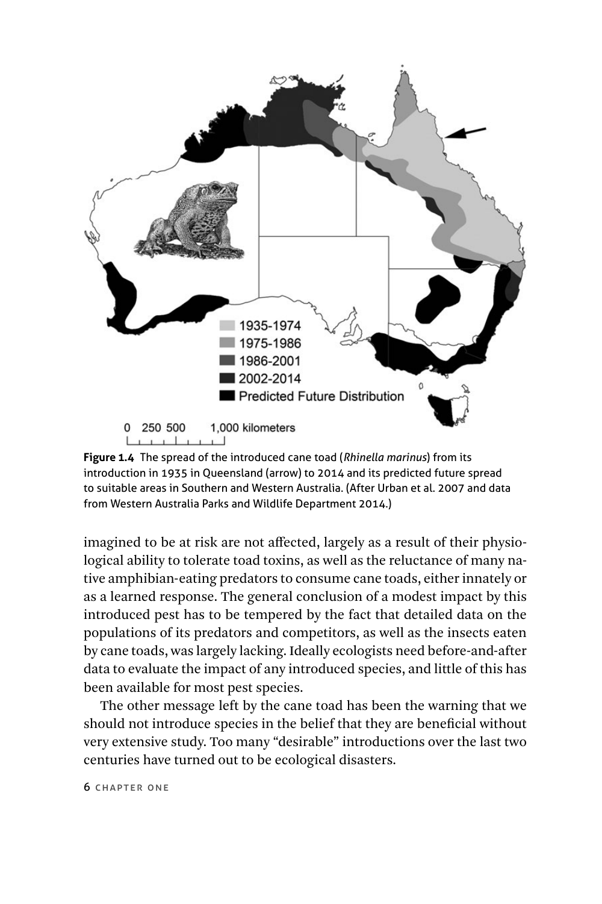Figure 1.4 The spread of the introduced cane toad (*Rhinella marinus*) from its introduction in 1935 in Queensland (arrow) to 2014 and its predicted future spread to suitable areas in Southern and Western Australia. (After Urban et al. 2007 and data from Western Australia Parks and Wildlife Department 2014.)

imagined to be at risk are not affected, largely as a result of their physiological ability to tolerate toad toxins, as well as the reluctance of many native amphibian-eating predators to consume cane toads, either innately or as a learned response. The general conclusion of a modest impact by this introduced pest has to be tempered by the fact that detailed data on the populations of its predators and competitors, as well as the insects eaten by cane toads, was largely lacking. Ideally ecologists need before-and-after data to evaluate the impact of any introduced species, and little of this has been available for most pest species.

The other message left by the cane toad has been the warning that we should not introduce species in the belief that they are beneficial without very extensive study. Too many "desirable" introductions over the last two centuries have turned out to be ecological disasters.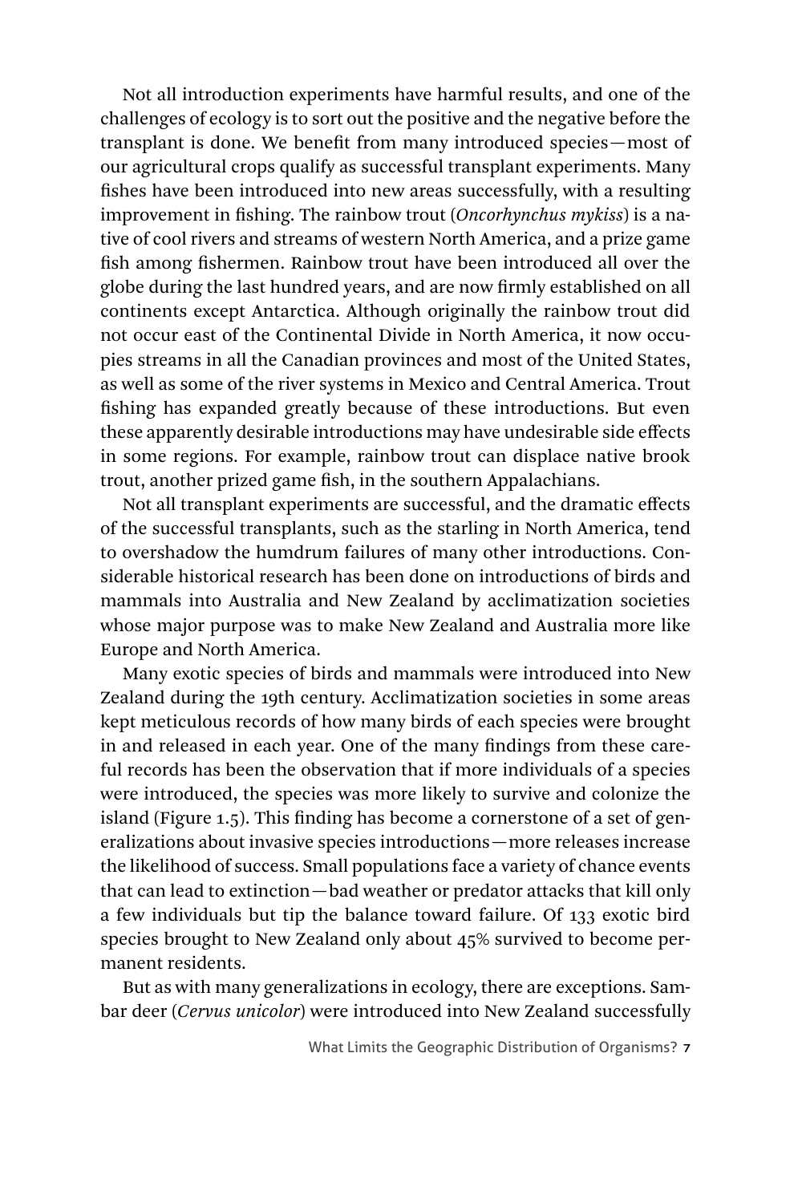Not all introduction experiments have harmful results, and one of the challenges of ecology is to sort out the positive and the negative before the transplant is done. We benefit from many introduced species—most of our agricultural crops qualify as successful transplant experiments. Many fishes have been introduced into new areas successfully, with a resulting improvement in fishing. The rainbow trout (*Oncorhynchus mykiss*) is a native of cool rivers and streams of western North America, and a prize game fish among fishermen. Rainbow trout have been introduced all over the globe during the last hundred years, and are now firmly established on all continents except Antarctica. Although originally the rainbow trout did not occur east of the Continental Divide in North America, it now occupies streams in all the Canadian provinces and most of the United States, as well as some of the river systems in Mexico and Central America. Trout fishing has expanded greatly because of these introductions. But even these apparently desirable introductions may have undesirable side effects in some regions. For example, rainbow trout can displace native brook trout, another prized game fish, in the southern Appalachians.

Not all transplant experiments are successful, and the dramatic effects of the successful transplants, such as the starling in North America, tend to overshadow the humdrum failures of many other introductions. Considerable historical research has been done on introductions of birds and mammals into Australia and New Zealand by acclimatization societies whose major purpose was to make New Zealand and Australia more like Europe and North America.

Many exotic species of birds and mammals were introduced into New Zealand during the 19th century. Acclimatization societies in some areas kept meticulous records of how many birds of each species were brought in and released in each year. One of the many findings from these careful records has been the observation that if more individuals of a species were introduced, the species was more likely to survive and colonize the island (Figure 1.5). This finding has become a cornerstone of a set of generalizations about invasive species introductions—more releases increase the likelihood of success. Small populations face a variety of chance events that can lead to extinction—bad weather or predator attacks that kill only a few individuals but tip the balance toward failure. Of 133 exotic bird species brought to New Zealand only about 45% survived to become permanent residents.

But as with many generalizations in ecology, there are exceptions. Sambar deer (*Cervus unicolor*) were introduced into New Zealand successfully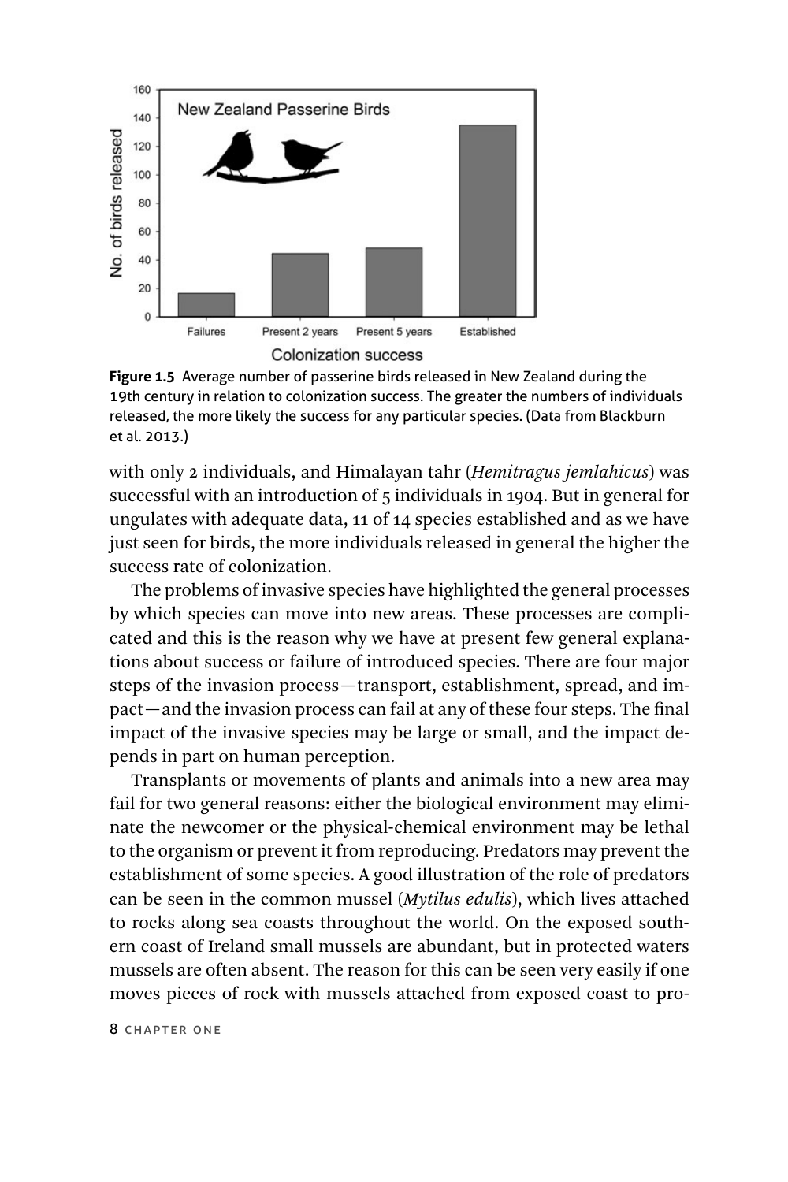**Figure 1.5** Average number of passerine birds released in New Zealand during the 19th century in relation to colonization success. The greater the numbers of individuals released, the more likely the success for any particular species. (Data from Blackburn et al. 2013.)

with only 2 individuals, and Himalayan tahr (*Hemitragus jemlahicus*) was successful with an introduction of 5 individuals in 1904. But in general for ungulates with adequate data, 11 of 14 species established and as we have just seen for birds, the more individuals released in general the higher the success rate of colonization.

The problems of invasive species have highlighted the general processes by which species can move into new areas. These processes are complicated and this is the reason why we have at present few general explanations about success or failure of introduced species. There are four major steps of the invasion process—transport, establishment, spread, and impact—and the invasion process can fail at any of these four steps. The final impact of the invasive species may be large or small, and the impact depends in part on human perception.

Transplants or movements of plants and animals into a new area may fail for two general reasons: either the biological environment may eliminate the newcomer or the physical-chemical environment may be lethal to the organism or prevent it from reproducing. Predators may prevent the establishment of some species. A good illustration of the role of predators can be seen in the common mussel (*Mytilus edulis*), which lives attached to rocks along sea coasts throughout the world. On the exposed southern coast of Ireland small mussels are abundant, but in protected waters mussels are often absent. The reason for this can be seen very easily if one moves pieces of rock with mussels attached from exposed coast to pro-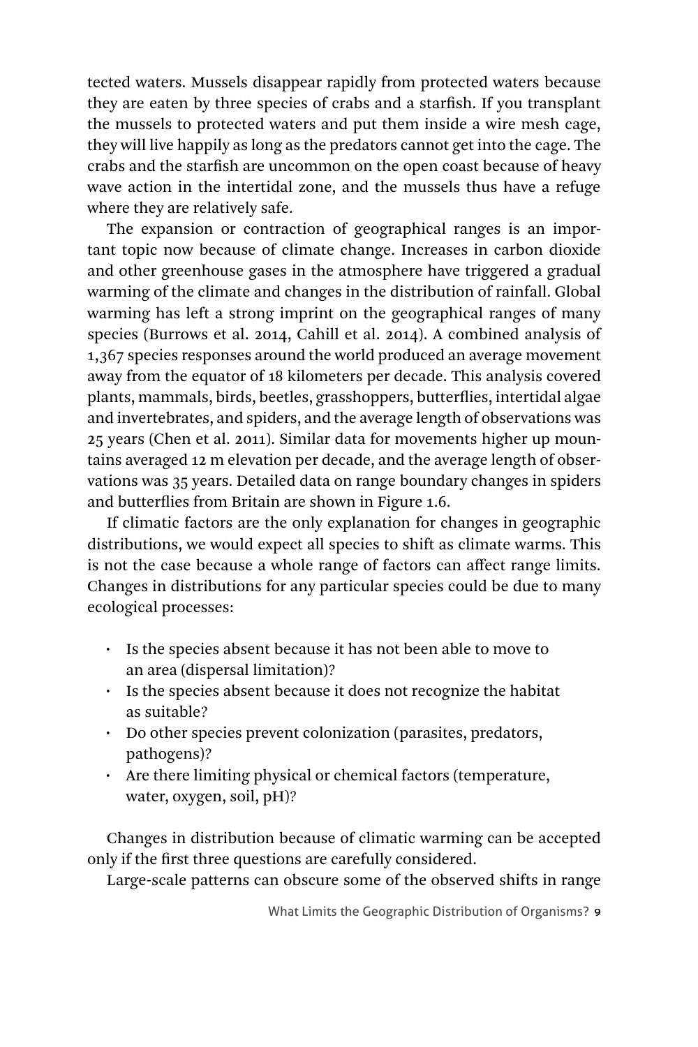tected waters. Mussels disappear rapidly from protected waters because they are eaten by three species of crabs and a starfish. If you transplant the mussels to protected waters and put them inside a wire mesh cage, they will live happily as long as the predators cannot get into the cage. The crabs and the starfish are uncommon on the open coast because of heavy wave action in the intertidal zone, and the mussels thus have a refuge where they are relatively safe.

The expansion or contraction of geographical ranges is an important topic now because of climate change. Increases in carbon dioxide and other greenhouse gases in the atmosphere have triggered a gradual warming of the climate and changes in the distribution of rainfall. Global warming has left a strong imprint on the geographical ranges of many species (Burrows et al. 2014, Cahill et al. 2014). A combined analysis of 1,367 species responses around the world produced an average movement away from the equator of 18 kilometers per decade. This analysis covered plants, mammals, birds, beetles, grasshoppers, butterflies, intertidal algae and invertebrates, and spiders, and the average length of observations was 25 years (Chen et al. 2011). Similar data for movements higher up mountains averaged 12 m elevation per decade, and the average length of observations was 35 years. Detailed data on range boundary changes in spiders and butterflies from Britain are shown in Figure 1.6.

If climatic factors are the only explanation for changes in geographic distributions, we would expect all species to shift as climate warms. This is not the case because a whole range of factors can affect range limits. Changes in distributions for any particular species could be due to many ecological processes:

- Is the species absent because it has not been able to move to an area (dispersal limitation)?
- Is the species absent because it does not recognize the habitat as suitable?
- Do other species prevent colonization (parasites, predators, pathogens)?
- Are there limiting physical or chemical factors (temperature, water, oxygen, soil, pH)?

Changes in distribution because of climatic warming can be accepted only if the first three questions are carefully considered.

Large-scale patterns can obscure some of the observed shifts in range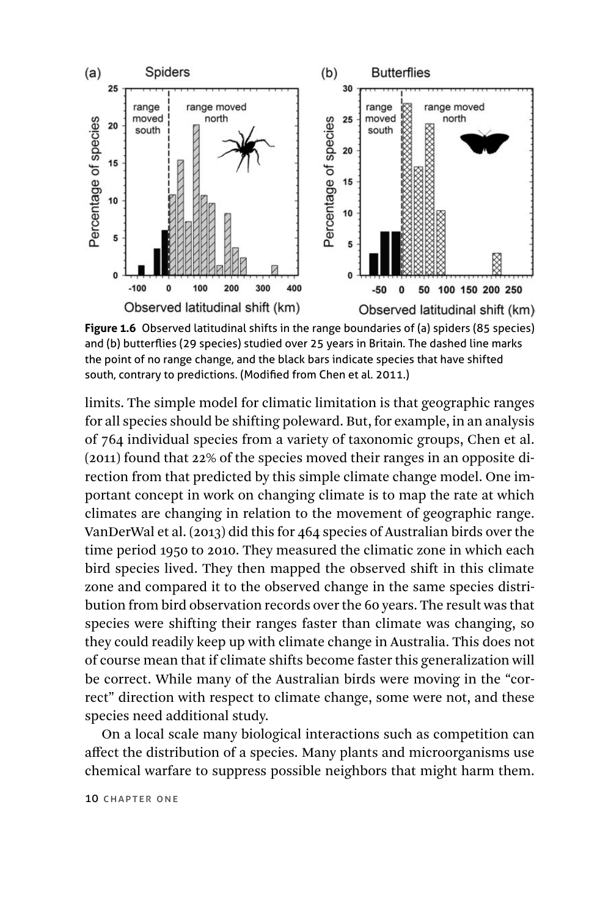Figure 1.6 Observed latitudinal shifts in the range boundaries of (a) spiders (85 species) and (b) butterflies (29 species) studied over 25 years in Britain. The dashed line marks the point of no range change, and the black bars indicate species that have shifted south, contrary to predictions. (Modified from Chen et al. 2011.)

limits. The simple model for climatic limitation is that geographic ranges for all species should be shifting poleward. But, for example, in an analysis of 764 individual species from a variety of taxonomic groups, Chen et al. (2011) found that 22% of the species moved their ranges in an opposite direction from that predicted by this simple climate change model. One important concept in work on changing climate is to map the rate at which climates are changing in relation to the movement of geographic range. VanDerWal et al. (2013) did this for 464 species of Australian birds over the time period 1950 to 2010. They measured the climatic zone in which each bird species lived. They then mapped the observed shift in this climate zone and compared it to the observed change in the same species distribution from bird observation records over the 60 years. The result was that species were shifting their ranges faster than climate was changing, so they could readily keep up with climate change in Australia. This does not of course mean that if climate shifts become faster this generalization will be correct. While many of the Australian birds were moving in the "correct" direction with respect to climate change, some were not, and these species need additional study.

On a local scale many biological interactions such as competition can affect the distribution of a species. Many plants and microorganisms use chemical warfare to suppress possible neighbors that might harm them.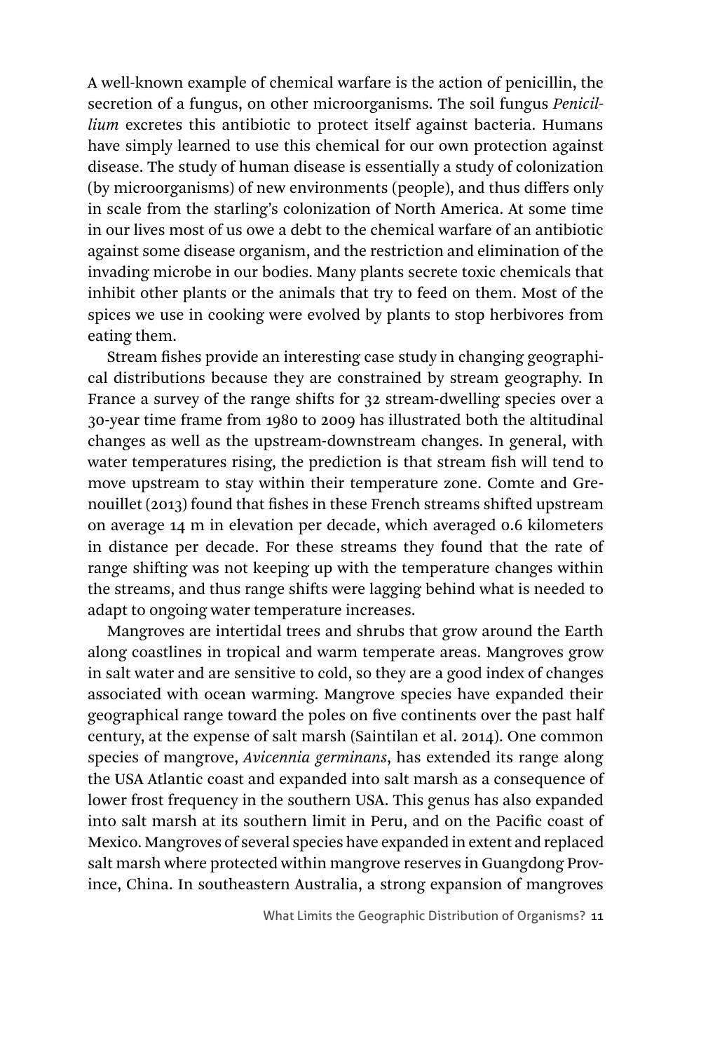A well-known example of chemical warfare is the action of penicillin, the secretion of a fungus, on other microorganisms. The soil fungus *Penicillium* excretes this antibiotic to protect itself against bacteria. Humans have simply learned to use this chemical for our own protection against disease. The study of human disease is essentially a study of colonization (by microorganisms) of new environments (people), and thus differs only in scale from the starling's colonization of North America. At some time in our lives most of us owe a debt to the chemical warfare of an antibiotic against some disease organism, and the restriction and elimination of the invading microbe in our bodies. Many plants secrete toxic chemicals that inhibit other plants or the animals that try to feed on them. Most of the spices we use in cooking were evolved by plants to stop herbivores from eating them.

Stream fishes provide an interesting case study in changing geographical distributions because they are constrained by stream geography. In France a survey of the range shifts for 32 stream-dwelling species over a 30-year time frame from 1980 to 2009 has illustrated both the altitudinal changes as well as the upstream-downstream changes. In general, with water temperatures rising, the prediction is that stream fish will tend to move upstream to stay within their temperature zone. Comte and Grenouillet (2013) found that fishes in these French streams shifted upstream on average 14 m in elevation per decade, which averaged 0.6 kilometers in distance per decade. For these streams they found that the rate of range shifting was not keeping up with the temperature changes within the streams, and thus range shifts were lagging behind what is needed to adapt to ongoing water temperature increases.

Mangroves are intertidal trees and shrubs that grow around the Earth along coastlines in tropical and warm temperate areas. Mangroves grow in salt water and are sensitive to cold, so they are a good index of changes associated with ocean warming. Mangrove species have expanded their geographical range toward the poles on five continents over the past half century, at the expense of salt marsh (Saintilan et al. 2014). One common species of mangrove, *Avicennia germinans*, has extended its range along the USA Atlantic coast and expanded into salt marsh as a consequence of lower frost frequency in the southern USA. This genus has also expanded into salt marsh at its southern limit in Peru, and on the Pacific coast of Mexico. Mangroves of several species have expanded in extent and replaced salt marsh where protected within mangrove reserves in Guangdong Province, China. In southeastern Australia, a strong expansion of mangroves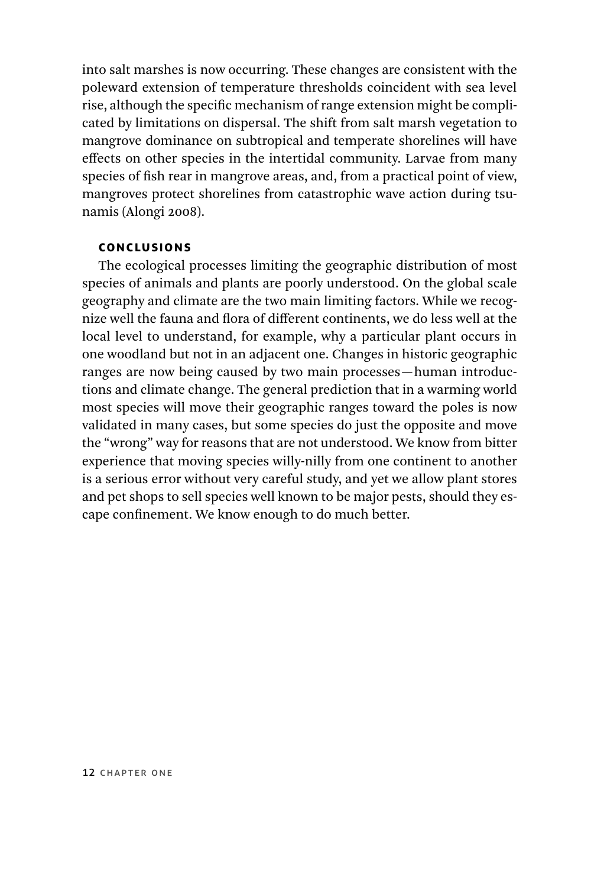into salt marshes is now occurring. These changes are consistent with the poleward extension of temperature thresholds coincident with sea level rise, although the specific mechanism of range extension might be complicated by limitations on dispersal. The shift from salt marsh vegetation to mangrove dominance on subtropical and temperate shorelines will have effects on other species in the intertidal community. Larvae from many species of fish rear in mangrove areas, and, from a practical point of view, mangroves protect shorelines from catastrophic wave action during tsunamis (Alongi 2008).

### CONCLUSIONS

The ecological processes limiting the geographic distribution of most species of animals and plants are poorly understood. On the global scale geography and climate are the two main limiting factors. While we recognize well the fauna and flora of different continents, we do less well at the local level to understand, for example, why a particular plant occurs in one woodland but not in an adjacent one. Changes in historic geographic ranges are now being caused by two main processes—human introductions and climate change. The general prediction that in a warming world most species will move their geographic ranges toward the poles is now validated in many cases, but some species do just the opposite and move the "wrong" way for reasons that are not understood. We know from bitter experience that moving species willy-nilly from one continent to another is a serious error without very careful study, and yet we allow plant stores and pet shops to sell species well known to be major pests, should they escape confinement. We know enough to do much better.